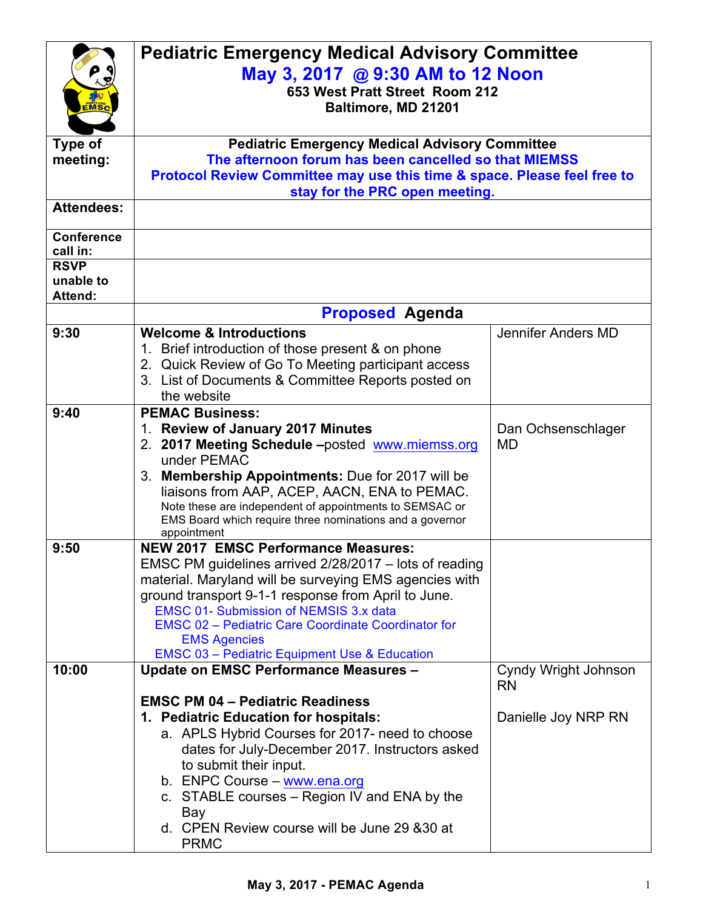# Pediatric Emergency Medical Advisory Committee

## May 3, 2017 @ 9:30 AM to 12 Noon

**653 West Pratt Street Room 212**
**Baltimore, MD 21201**

| | | |
|---|---|---|
| **Type of meeting:** | **Pediatric Emergency Medical Advisory Committee**<br>**The afternoon forum has been cancelled so that MIEMSS Protocol Review Committee may use this time & space. Please feel free to stay for the PRC open meeting.** | |
| **Attendees:** | | |
| **Conference call in:** | | |
| **RSVP unable to Attend:** | | |
| | **Proposed Agenda** | |
| **9:30** | **Welcome & Introductions**<br>1. Brief introduction of those present & on phone<br>2. Quick Review of Go To Meeting participant access<br>3. List of Documents & Committee Reports posted on the website | Jennifer Anders MD |
| **9:40** | **PEMAC Business:**<br>1. **Review of January 2017 Minutes**<br>2. **2017 Meeting Schedule** –posted www.miemss.org under PEMAC<br>3. **Membership Appointments:** Due for 2017 will be liaisons from AAP, ACEP, AACN, ENA to PEMAC. Note these are independent of appointments to SEMSAC or EMS Board which require three nominations and a governor appointment | Dan Ochsenschlager MD |
| **9:50** | **NEW 2017 EMSC Performance Measures:**<br>EMSC PM guidelines arrived 2/28/2017 – lots of reading material. Maryland will be surveying EMS agencies with ground transport 9-1-1 response from April to June.<br>EMSC 01- Submission of NEMSIS 3.x data<br>EMSC 02 – Pediatric Care Coordinate Coordinator for EMS Agencies<br>EMSC 03 – Pediatric Equipment Use & Education | |
| **10:00** | **Update on EMSC Performance Measures –**<br><br>**EMSC PM 04 – Pediatric Readiness**<br>1. **Pediatric Education for hospitals:**<br>a. APLS Hybrid Courses for 2017- need to choose dates for July-December 2017. Instructors asked to submit their input.<br>b. ENPC Course – www.ena.org<br>c. STABLE courses – Region IV and ENA by the Bay<br>d. CPEN Review course will be June 29 &30 at PRMC | Cyndy Wright Johnson RN<br><br>Danielle Joy NRP RN |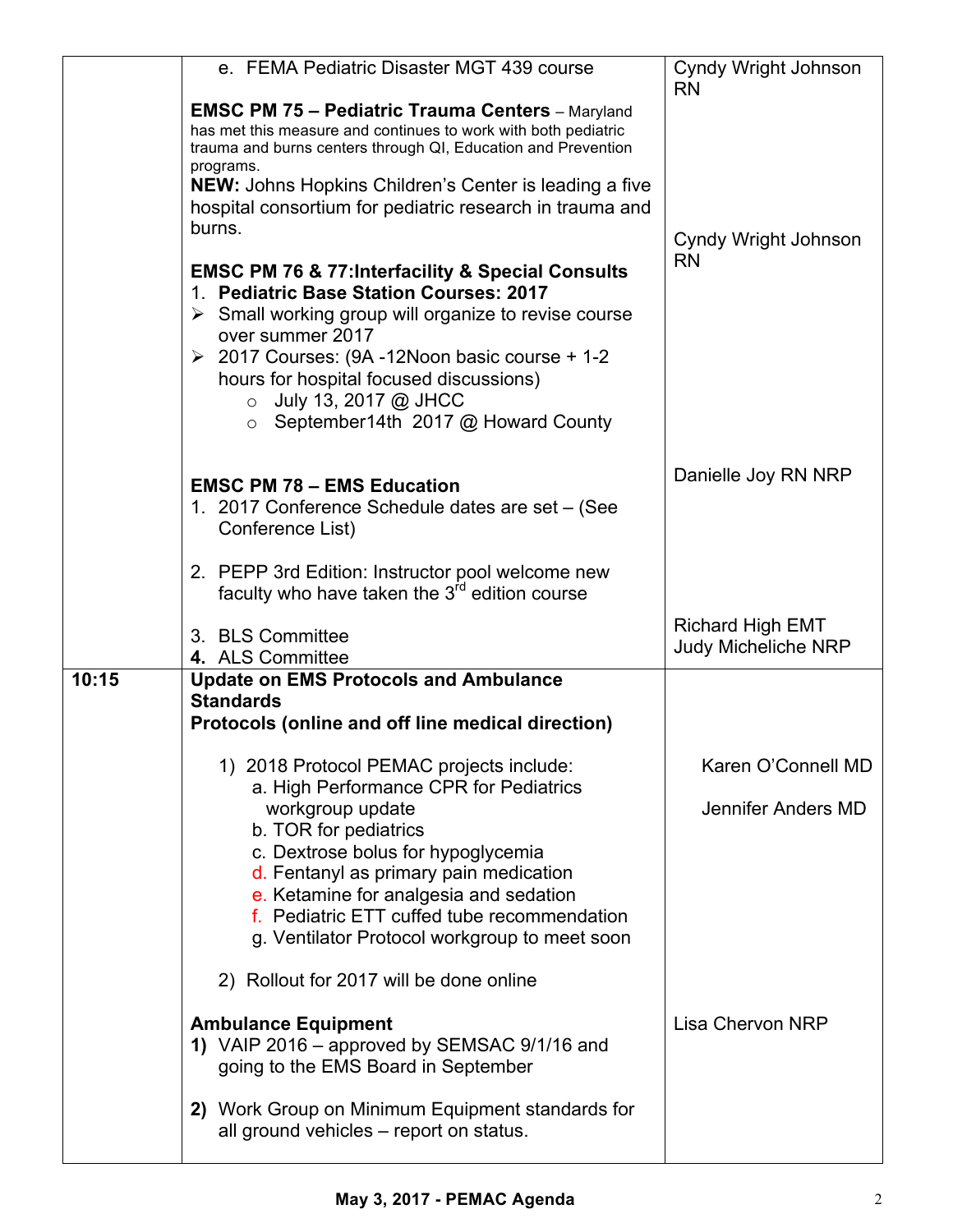| | | |
|---|---|---|
| | e. FEMA Pediatric Disaster MGT 439 course<br><br>**EMSC PM 75 – Pediatric Trauma Centers** – Maryland has met this measure and continues to work with both pediatric trauma and burns centers through QI, Education and Prevention programs.<br>**NEW:** Johns Hopkins Children's Center is leading a five hospital consortium for pediatric research in trauma and burns.<br><br>**EMSC PM 76 & 77:Interfacility & Special Consults**<br>1. **Pediatric Base Station Courses: 2017**<br>➢ Small working group will organize to revise course over summer 2017<br>➢ 2017 Courses: (9A -12Noon basic course + 1-2 hours for hospital focused discussions)<br>○ July 13, 2017 @ JHCC<br>○ September14th 2017 @ Howard County<br><br>**EMSC PM 78 – EMS Education**<br>1. 2017 Conference Schedule dates are set – (See Conference List)<br><br>2. PEPP 3rd Edition: Instructor pool welcome new faculty who have taken the 3rd edition course<br><br>3. BLS Committee<br>**4.** ALS Committee | Cyndy Wright Johnson RN<br><br><br><br><br><br>Cyndy Wright Johnson RN<br><br><br><br><br><br><br><br>Danielle Joy RN NRP<br><br><br><br><br><br>Richard High EMT<br>Judy Micheliche NRP |
| **10:15** | **Update on EMS Protocols and Ambulance Standards**<br>**Protocols (online and off line medical direction)**<br><br>1) 2018 Protocol PEMAC projects include:<br>a. High Performance CPR for Pediatrics workgroup update<br>b. TOR for pediatrics<br>c. Dextrose bolus for hypoglycemia<br>d. Fentanyl as primary pain medication<br>e. Ketamine for analgesia and sedation<br>f. Pediatric ETT cuffed tube recommendation<br>g. Ventilator Protocol workgroup to meet soon<br><br>2) Rollout for 2017 will be done online<br><br>**Ambulance Equipment**<br>**1)** VAIP 2016 – approved by SEMSAC 9/1/16 and going to the EMS Board in September<br><br>**2)** Work Group on Minimum Equipment standards for all ground vehicles – report on status. | <br><br><br><br>Karen O'Connell MD<br><br>Jennifer Anders MD<br><br><br><br><br><br><br><br><br>Lisa Chervon NRP |

**May 3, 2017 - PEMAC Agenda**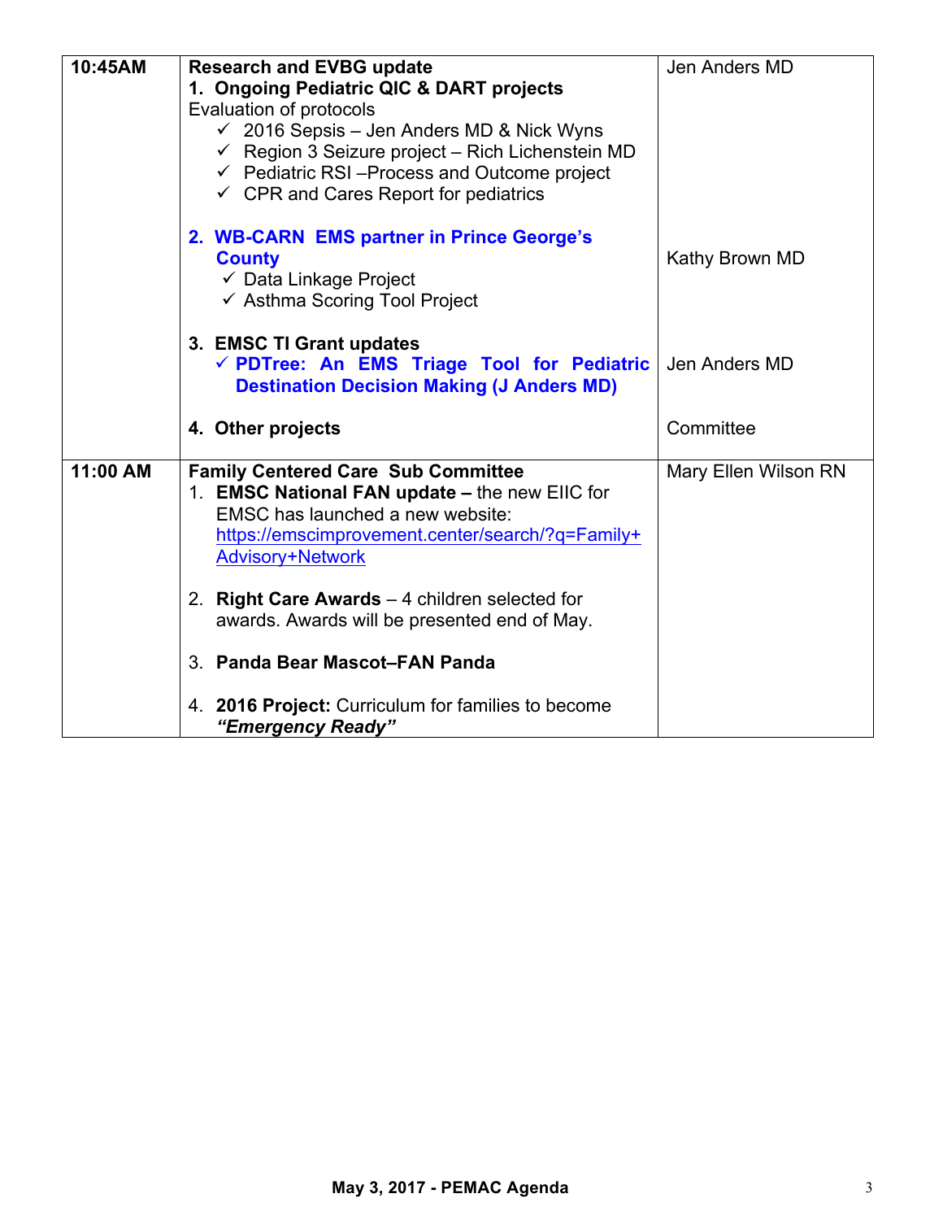| | | |
|---|---|---|
| **10:45AM** | **Research and EVBG update**<br>**1. Ongoing Pediatric QIC & DART projects**<br>Evaluation of protocols<br>✓ 2016 Sepsis – Jen Anders MD & Nick Wyns<br>✓ Region 3 Seizure project – Rich Lichenstein MD<br>✓ Pediatric RSI –Process and Outcome project<br>✓ CPR and Cares Report for pediatrics<br><br>**2. WB-CARN EMS partner in Prince George's County**<br>✓ Data Linkage Project<br>✓ Asthma Scoring Tool Project<br><br>**3. EMSC TI Grant updates**<br>✓ **PDTree: An EMS Triage Tool for Pediatric Destination Decision Making (J Anders MD)**<br><br>**4. Other projects** | Jen Anders MD<br><br><br><br><br><br><br><br>Kathy Brown MD<br><br><br><br><br>Jen Anders MD<br><br><br>Committee |
| **11:00 AM** | **Family Centered Care Sub Committee**<br>1. **EMSC National FAN update –** the new EIIC for EMSC has launched a new website: https://emscimprovement.center/search/?q=Family+Advisory+Network<br><br>2. **Right Care Awards** – 4 children selected for awards. Awards will be presented end of May.<br><br>3. **Panda Bear Mascot–FAN Panda**<br><br>4. **2016 Project:** Curriculum for families to become ***"Emergency Ready"*** | Mary Ellen Wilson RN |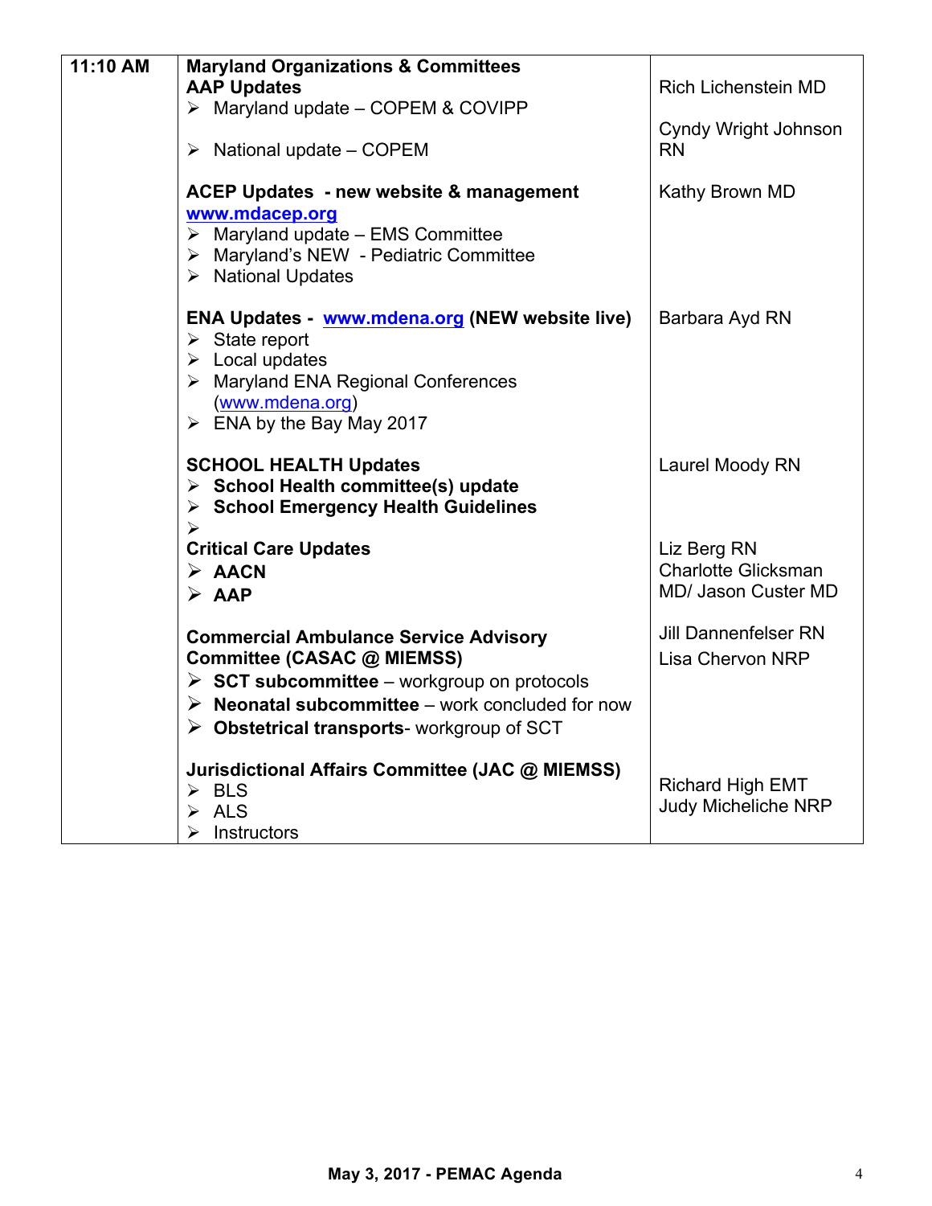| 11:10 AM | **Maryland Organizations & Committees**<br>**AAP Updates**<br>➢ Maryland update – COPEM & COVIPP<br>➢ National update – COPEM | Rich Lichenstein MD<br>Cyndy Wright Johnson RN |
|---|---|---|
| | **ACEP Updates - new website & management** **www.mdacep.org**<br>➢ Maryland update – EMS Committee<br>➢ Maryland's NEW - Pediatric Committee<br>➢ National Updates | Kathy Brown MD |
| | **ENA Updates - www.mdena.org (NEW website live)**<br>➢ State report<br>➢ Local updates<br>➢ Maryland ENA Regional Conferences (www.mdena.org)<br>➢ ENA by the Bay May 2017 | Barbara Ayd RN |
| | **SCHOOL HEALTH Updates**<br>➢ **School Health committee(s) update**<br>➢ **School Emergency Health Guidelines**<br>➢ | Laurel Moody RN |
| | **Critical Care Updates**<br>➢ **AACN**<br>➢ **AAP** | Liz Berg RN<br>Charlotte Glicksman MD/ Jason Custer MD |
| | **Commercial Ambulance Service Advisory Committee (CASAC @ MIEMSS)**<br>➢ **SCT subcommittee** – workgroup on protocols<br>➢ **Neonatal subcommittee** – work concluded for now<br>➢ **Obstetrical transports**- workgroup of SCT | Jill Dannenfelser RN<br>Lisa Chervon NRP |
| | **Jurisdictional Affairs Committee (JAC @ MIEMSS)**<br>➢ BLS<br>➢ ALS<br>➢ Instructors | Richard High EMT<br>Judy Micheliche NRP |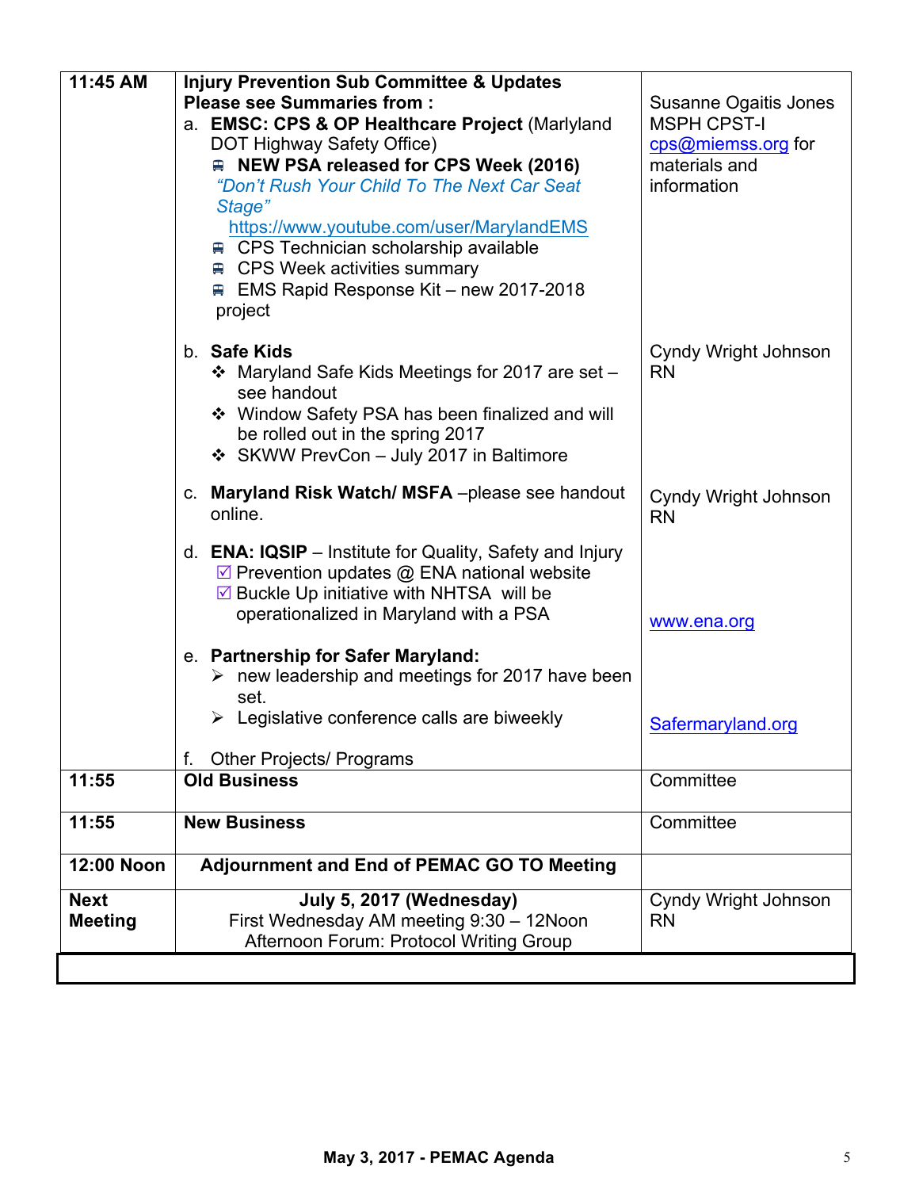| | | |
|---|---|---|
| **11:45 AM** | **Injury Prevention Sub Committee & Updates**<br>**Please see Summaries from :**<br>a. **EMSC: CPS & OP Healthcare Project** (Marlyland DOT Highway Safety Office)<br>- **NEW PSA released for CPS Week (2016)** *"Don't Rush Your Child To The Next Car Seat Stage"* https://www.youtube.com/user/MarylandEMS<br>- CPS Technician scholarship available<br>- CPS Week activities summary<br>- EMS Rapid Response Kit – new 2017-2018 project | Susanne Ogaitis Jones MSPH CPST-I cps@miemss.org for materials and information |
| | b. **Safe Kids**<br>- Maryland Safe Kids Meetings for 2017 are set – see handout<br>- Window Safety PSA has been finalized and will be rolled out in the spring 2017<br>- SKWW PrevCon – July 2017 in Baltimore | Cyndy Wright Johnson RN |
| | c. **Maryland Risk Watch/ MSFA** –please see handout online. | Cyndy Wright Johnson RN |
| | d. **ENA: IQSIP** – Institute for Quality, Safety and Injury<br>☑ Prevention updates @ ENA national website<br>☑ Buckle Up initiative with NHTSA will be operationalized in Maryland with a PSA | www.ena.org |
| | e. **Partnership for Safer Maryland:**<br>- new leadership and meetings for 2017 have been set.<br>- Legislative conference calls are biweekly | Safermaryland.org |
| | f. Other Projects/ Programs | |
| **11:55** | **Old Business** | Committee |
| **11:55** | **New Business** | Committee |
| **12:00 Noon** | **Adjournment and End of PEMAC GO TO Meeting** | |
| **Next Meeting** | **July 5, 2017 (Wednesday)**<br>First Wednesday AM meeting 9:30 – 12Noon<br>Afternoon Forum: Protocol Writing Group | Cyndy Wright Johnson RN |

**May 3, 2017 - PEMAC Agenda**